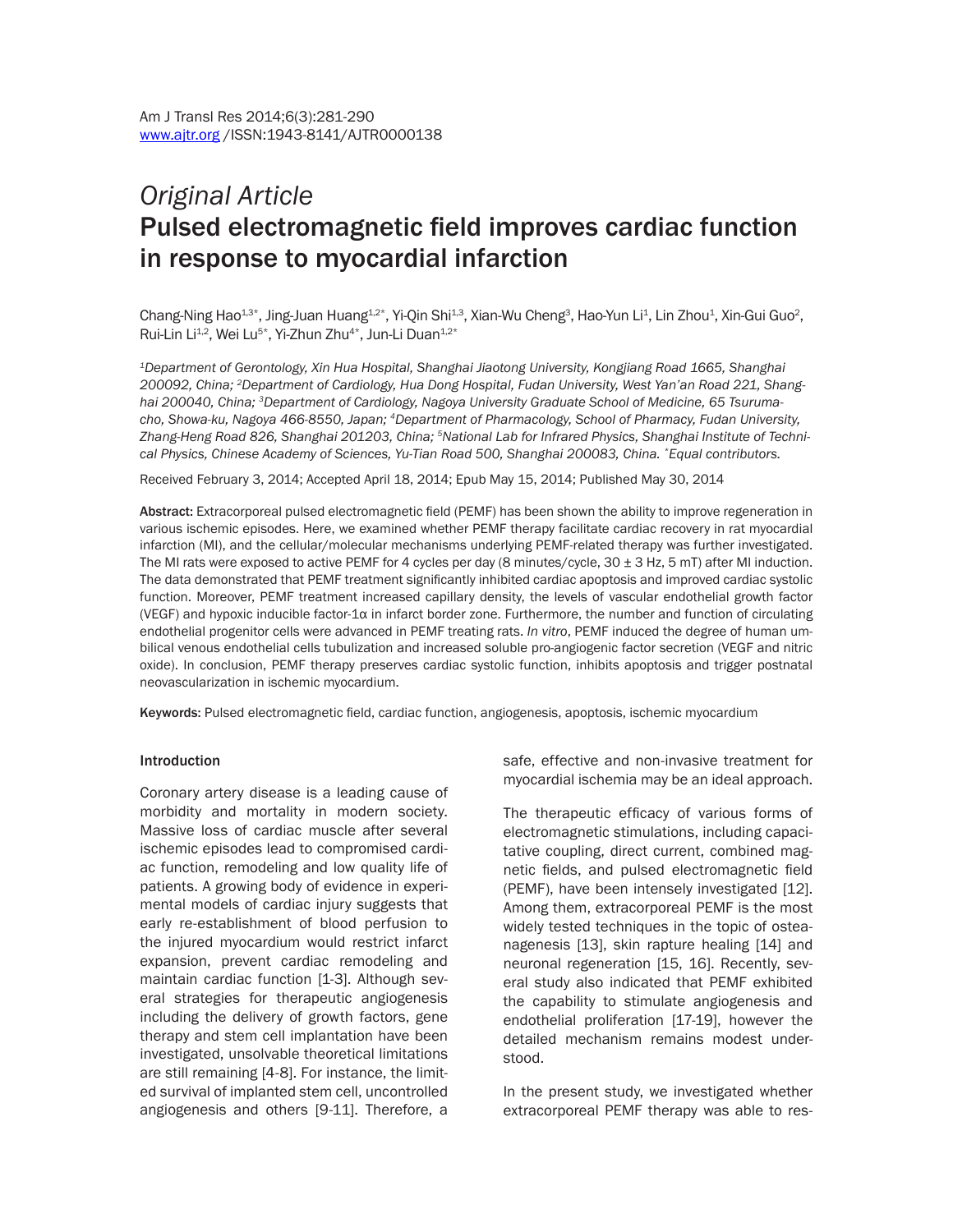*Original Article*

# Pulsed electromagnetic field improves cardiac function in response to myocardial infarction

Chang-Ning Hao[1,3*], Jing-Juan Huang[1,2*], Yi-Qin Shi[1,3], Xian-Wu Cheng[3], Hao-Yun Li[1], Lin Zhou[1], Xin-Gui Guo[2], Rui-Lin Li[1,2], Wei Lu[5*], Yi-Zhun Zhu[4*], Jun-Li Duan[1,2*]

*[1]Department of Gerontology, Xin Hua Hospital, Shanghai Jiaotong University, Kongjiang Road 1665, Shanghai 200092, China; [2]Department of Cardiology, Hua Dong Hospital, Fudan University, West Yan'an Road 221, Shanghai 200040, China; [3]Department of Cardiology, Nagoya University Graduate School of Medicine, 65 Tsurumacho, Showa-ku, Nagoya 466-8550, Japan; [4]Department of Pharmacology, School of Pharmacy, Fudan University, Zhang-Heng Road 826, Shanghai 201203, China; [5]National Lab for Infrared Physics, Shanghai Institute of Technical Physics, Chinese Academy of Sciences, Yu-Tian Road 500, Shanghai 200083, China. [*]Equal contributors.*

Received February 3, 2014; Accepted April 18, 2014; Epub May 15, 2014; Published May 30, 2014

**Abstract:** Extracorporeal pulsed electromagnetic field (PEMF) has been shown the ability to improve regeneration in various ischemic episodes. Here, we examined whether PEMF therapy facilitate cardiac recovery in rat myocardial infarction (MI), and the cellular/molecular mechanisms underlying PEMF-related therapy was further investigated. The MI rats were exposed to active PEMF for 4 cycles per day (8 minutes/cycle, 30 ± 3 Hz, 5 mT) after MI induction. The data demonstrated that PEMF treatment significantly inhibited cardiac apoptosis and improved cardiac systolic function. Moreover, PEMF treatment increased capillary density, the levels of vascular endothelial growth factor (VEGF) and hypoxic inducible factor-1α in infarct border zone. Furthermore, the number and function of circulating endothelial progenitor cells were advanced in PEMF treating rats. *In vitro*, PEMF induced the degree of human umbilical venous endothelial cells tubulization and increased soluble pro-angiogenic factor secretion (VEGF and nitric oxide). In conclusion, PEMF therapy preserves cardiac systolic function, inhibits apoptosis and trigger postnatal neovascularization in ischemic myocardium.

**Keywords:** Pulsed electromagnetic field, cardiac function, angiogenesis, apoptosis, ischemic myocardium

## Introduction

Coronary artery disease is a leading cause of morbidity and mortality in modern society. Massive loss of cardiac muscle after several ischemic episodes lead to compromised cardiac function, remodeling and low quality life of patients. A growing body of evidence in experimental models of cardiac injury suggests that early re-establishment of blood perfusion to the injured myocardium would restrict infarct expansion, prevent cardiac remodeling and maintain cardiac function [1-3]. Although several strategies for therapeutic angiogenesis including the delivery of growth factors, gene therapy and stem cell implantation have been investigated, unsolvable theoretical limitations are still remaining [4-8]. For instance, the limited survival of implanted stem cell, uncontrolled angiogenesis and others [9-11]. Therefore, a safe, effective and non-invasive treatment for myocardial ischemia may be an ideal approach.

The therapeutic efficacy of various forms of electromagnetic stimulations, including capacitative coupling, direct current, combined magnetic fields, and pulsed electromagnetic field (PEMF), have been intensely investigated [12]. Among them, extracorporeal PEMF is the most widely tested techniques in the topic of osteanagenesis [13], skin rapture healing [14] and neuronal regeneration [15, 16]. Recently, several study also indicated that PEMF exhibited the capability to stimulate angiogenesis and endothelial proliferation [17-19], however the detailed mechanism remains modest understood.

In the present study, we investigated whether extracorporeal PEMF therapy was able to res-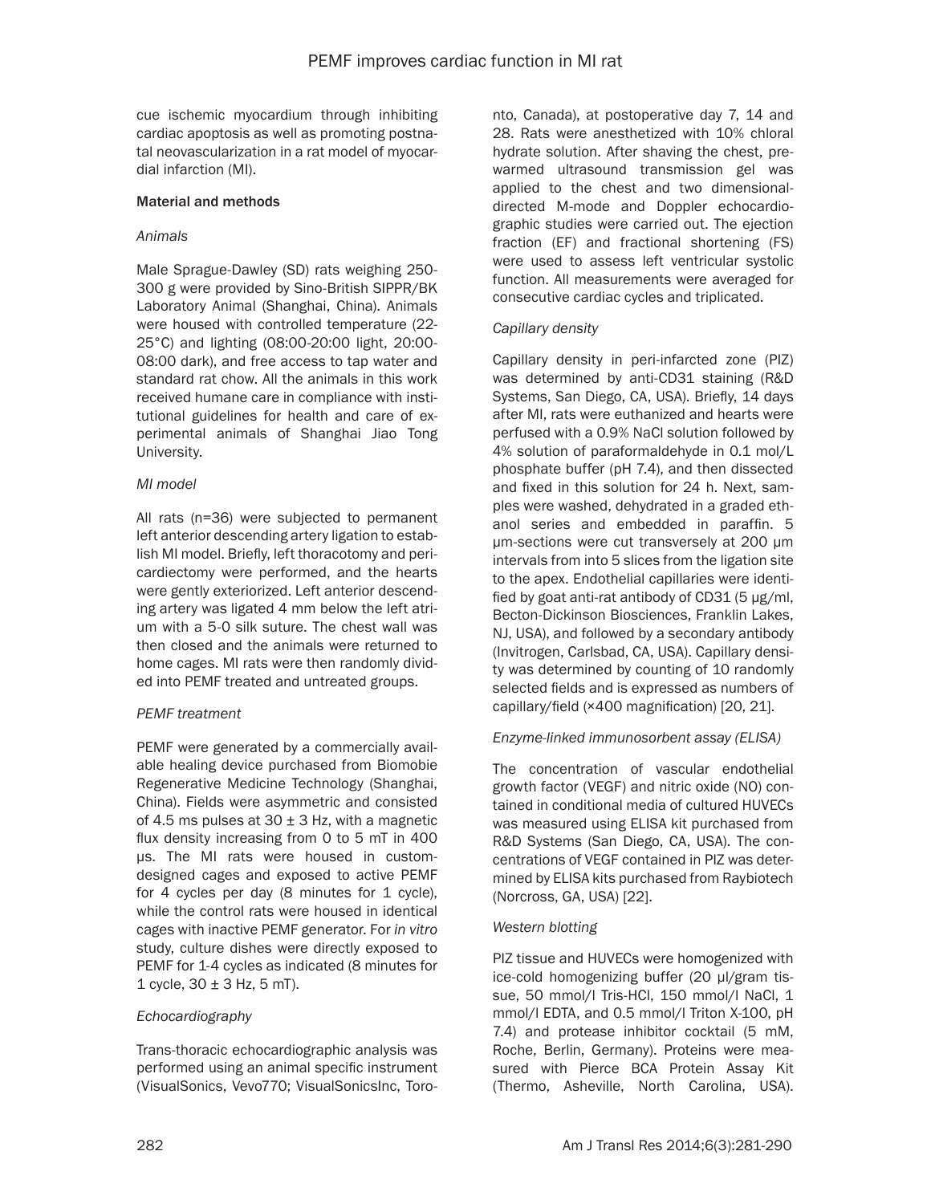cue ischemic myocardium through inhibiting cardiac apoptosis as well as promoting postnatal neovascularization in a rat model of myocardial infarction (MI).

## Material and methods

### *Animals*

Male Sprague-Dawley (SD) rats weighing 250-300 g were provided by Sino-British SIPPR/BK Laboratory Animal (Shanghai, China). Animals were housed with controlled temperature (22-25°C) and lighting (08:00-20:00 light, 20:00-08:00 dark), and free access to tap water and standard rat chow. All the animals in this work received humane care in compliance with institutional guidelines for health and care of experimental animals of Shanghai Jiao Tong University.

### *MI model*

All rats (n=36) were subjected to permanent left anterior descending artery ligation to establish MI model. Briefly, left thoracotomy and pericardiectomy were performed, and the hearts were gently exteriorized. Left anterior descending artery was ligated 4 mm below the left atrium with a 5-0 silk suture. The chest wall was then closed and the animals were returned to home cages. MI rats were then randomly divided into PEMF treated and untreated groups.

### *PEMF treatment*

PEMF were generated by a commercially available healing device purchased from Biomobie Regenerative Medicine Technology (Shanghai, China). Fields were asymmetric and consisted of 4.5 ms pulses at 30 ± 3 Hz, with a magnetic flux density increasing from 0 to 5 mT in 400 μs. The MI rats were housed in custom-designed cages and exposed to active PEMF for 4 cycles per day (8 minutes for 1 cycle), while the control rats were housed in identical cages with inactive PEMF generator. For *in vitro* study, culture dishes were directly exposed to PEMF for 1-4 cycles as indicated (8 minutes for 1 cycle, 30 ± 3 Hz, 5 mT).

### *Echocardiography*

Trans-thoracic echocardiographic analysis was performed using an animal specific instrument (VisualSonics, Vevo770; VisualSonicsInc, Toronto, Canada), at postoperative day 7, 14 and 28. Rats were anesthetized with 10% chloral hydrate solution. After shaving the chest, prewarmed ultrasound transmission gel was applied to the chest and two dimensional-directed M-mode and Doppler echocardiographic studies were carried out. The ejection fraction (EF) and fractional shortening (FS) were used to assess left ventricular systolic function. All measurements were averaged for consecutive cardiac cycles and triplicated.

### *Capillary density*

Capillary density in peri-infarcted zone (PIZ) was determined by anti-CD31 staining (R&D Systems, San Diego, CA, USA). Briefly, 14 days after MI, rats were euthanized and hearts were perfused with a 0.9% NaCl solution followed by 4% solution of paraformaldehyde in 0.1 mol/L phosphate buffer (pH 7.4), and then dissected and fixed in this solution for 24 h. Next, samples were washed, dehydrated in a graded ethanol series and embedded in paraffin. 5 μm-sections were cut transversely at 200 μm intervals from into 5 slices from the ligation site to the apex. Endothelial capillaries were identified by goat anti-rat antibody of CD31 (5 μg/ml, Becton-Dickinson Biosciences, Franklin Lakes, NJ, USA), and followed by a secondary antibody (Invitrogen, Carlsbad, CA, USA). Capillary density was determined by counting of 10 randomly selected fields and is expressed as numbers of capillary/field (×400 magnification) [20, 21].

### *Enzyme-linked immunosorbent assay (ELISA)*

The concentration of vascular endothelial growth factor (VEGF) and nitric oxide (NO) contained in conditional media of cultured HUVECs was measured using ELISA kit purchased from R&D Systems (San Diego, CA, USA). The concentrations of VEGF contained in PIZ was determined by ELISA kits purchased from Raybiotech (Norcross, GA, USA) [22].

### *Western blotting*

PIZ tissue and HUVECs were homogenized with ice-cold homogenizing buffer (20 μl/gram tissue, 50 mmol/l Tris-HCl, 150 mmol/l NaCl, 1 mmol/l EDTA, and 0.5 mmol/l Triton X-100, pH 7.4) and protease inhibitor cocktail (5 mM, Roche, Berlin, Germany). Proteins were measured with Pierce BCA Protein Assay Kit (Thermo, Asheville, North Carolina, USA).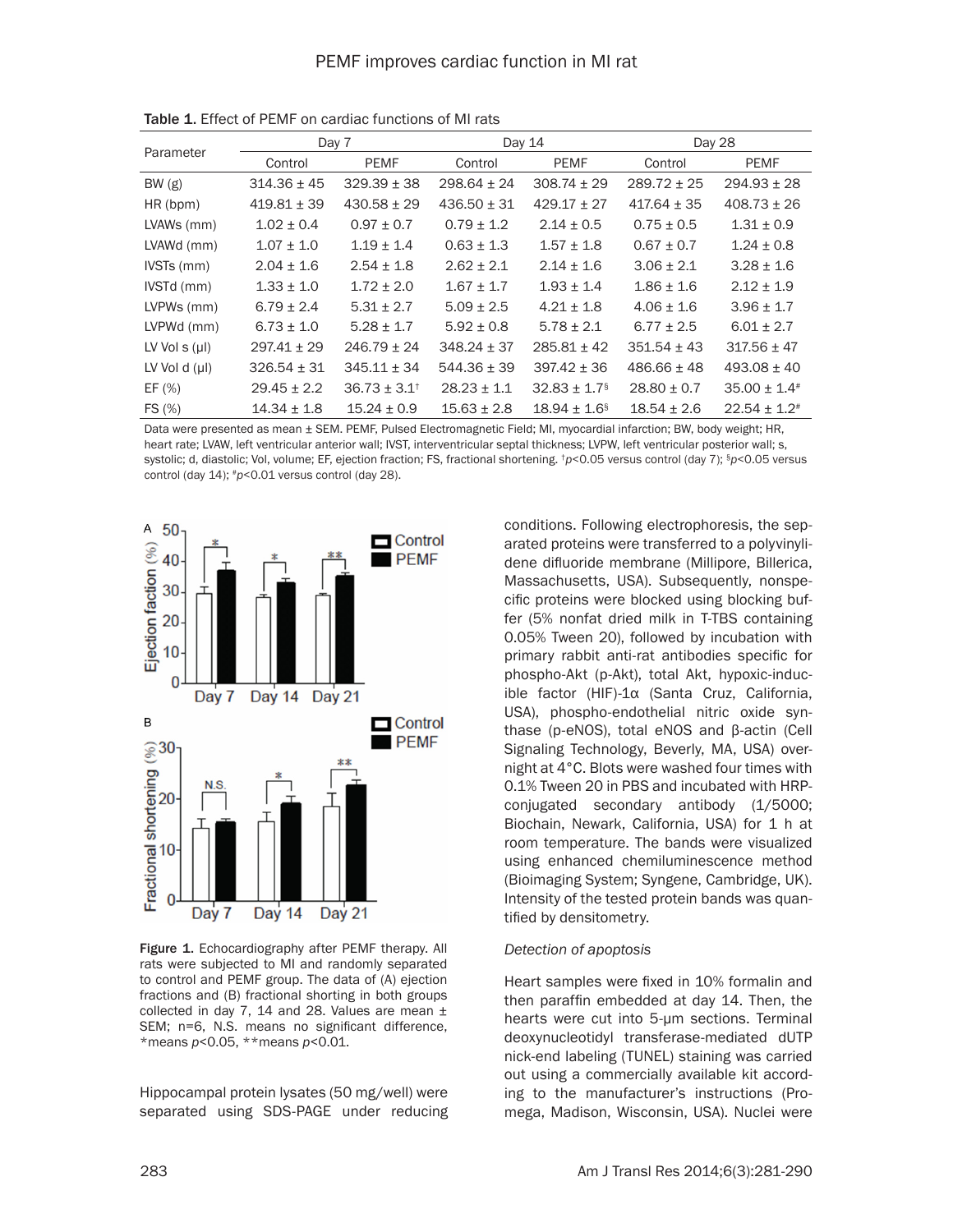**Table 1.** Effect of PEMF on cardiac functions of MI rats

| Parameter | Day 7 | | Day 14 | | Day 28 | |
|---|---|---|---|---|---|---|
| | Control | PEMF | Control | PEMF | Control | PEMF |
| BW (g) | 314.36 ± 45 | 329.39 ± 38 | 298.64 ± 24 | 308.74 ± 29 | 289.72 ± 25 | 294.93 ± 28 |
| HR (bpm) | 419.81 ± 39 | 430.58 ± 29 | 436.50 ± 31 | 429.17 ± 27 | 417.64 ± 35 | 408.73 ± 26 |
| LVAWs (mm) | 1.02 ± 0.4 | 0.97 ± 0.7 | 0.79 ± 1.2 | 2.14 ± 0.5 | 0.75 ± 0.5 | 1.31 ± 0.9 |
| LVAWd (mm) | 1.07 ± 1.0 | 1.19 ± 1.4 | 0.63 ± 1.3 | 1.57 ± 1.8 | 0.67 ± 0.7 | 1.24 ± 0.8 |
| IVSTs (mm) | 2.04 ± 1.6 | 2.54 ± 1.8 | 2.62 ± 2.1 | 2.14 ± 1.6 | 3.06 ± 2.1 | 3.28 ± 1.6 |
| IVSTd (mm) | 1.33 ± 1.0 | 1.72 ± 2.0 | 1.67 ± 1.7 | 1.93 ± 1.4 | 1.86 ± 1.6 | 2.12 ± 1.9 |
| LVPWs (mm) | 6.79 ± 2.4 | 5.31 ± 2.7 | 5.09 ± 2.5 | 4.21 ± 1.8 | 4.06 ± 1.6 | 3.96 ± 1.7 |
| LVPWd (mm) | 6.73 ± 1.0 | 5.28 ± 1.7 | 5.92 ± 0.8 | 5.78 ± 2.1 | 6.77 ± 2.5 | 6.01 ± 2.7 |
| LV Vol s (μl) | 297.41 ± 29 | 246.79 ± 24 | 348.24 ± 37 | 285.81 ± 42 | 351.54 ± 43 | 317.56 ± 47 |
| LV Vol d (μl) | 326.54 ± 31 | 345.11 ± 34 | 544.36 ± 39 | 397.42 ± 36 | 486.66 ± 48 | 493.08 ± 40 |
| EF (%) | 29.45 ± 2.2 | 36.73 ± 3.1[†] | 28.23 ± 1.1 | 32.83 ± 1.7[§] | 28.80 ± 0.7 | 35.00 ± 1.4[#] |
| FS (%) | 14.34 ± 1.8 | 15.24 ± 0.9 | 15.63 ± 2.8 | 18.94 ± 1.6[§] | 18.54 ± 2.6 | 22.54 ± 1.2[#] |

Data were presented as mean ± SEM. PEMF, Pulsed Electromagnetic Field; MI, myocardial infarction; BW, body weight; HR, heart rate; LVAW, left ventricular anterior wall; IVST, interventricular septal thickness; LVPW, left ventricular posterior wall; s, systolic; d, diastolic; Vol, volume; EF, ejection fraction; FS, fractional shortening. [†]$p<0.05$ versus control (day 7); [§]$p<0.05$ versus control (day 14); [#]$p<0.01$ versus control (day 28).

**Figure 1.** Echocardiography after PEMF therapy. All rats were subjected to MI and randomly separated to control and PEMF group. The data of (A) ejection fractions and (B) fractional shorting in both groups collected in day 7, 14 and 28. Values are mean ± SEM; n=6, N.S. means no significant difference, *means $p<0.05$, **means $p<0.01$.

Hippocampal protein lysates (50 mg/well) were separated using SDS-PAGE under reducing conditions. Following electrophoresis, the separated proteins were transferred to a polyvinylidene difluoride membrane (Millipore, Billerica, Massachusetts, USA). Subsequently, nonspecific proteins were blocked using blocking buffer (5% nonfat dried milk in T-TBS containing 0.05% Tween 20), followed by incubation with primary rabbit anti-rat antibodies specific for phospho-Akt (p-Akt), total Akt, hypoxic-inducible factor (HIF)-1α (Santa Cruz, California, USA), phospho-endothelial nitric oxide synthase (p-eNOS), total eNOS and β-actin (Cell Signaling Technology, Beverly, MA, USA) overnight at 4°C. Blots were washed four times with 0.1% Tween 20 in PBS and incubated with HRP-conjugated secondary antibody (1/5000; Biochain, Newark, California, USA) for 1 h at room temperature. The bands were visualized using enhanced chemiluminescence method (Bioimaging System; Syngene, Cambridge, UK). Intensity of the tested protein bands was quantified by densitometry.

*Detection of apoptosis*

Heart samples were fixed in 10% formalin and then paraffin embedded at day 14. Then, the hearts were cut into 5-μm sections. Terminal deoxynucleotidyl transferase-mediated dUTP nick-end labeling (TUNEL) staining was carried out using a commercially available kit according to the manufacturer's instructions (Promega, Madison, Wisconsin, USA). Nuclei were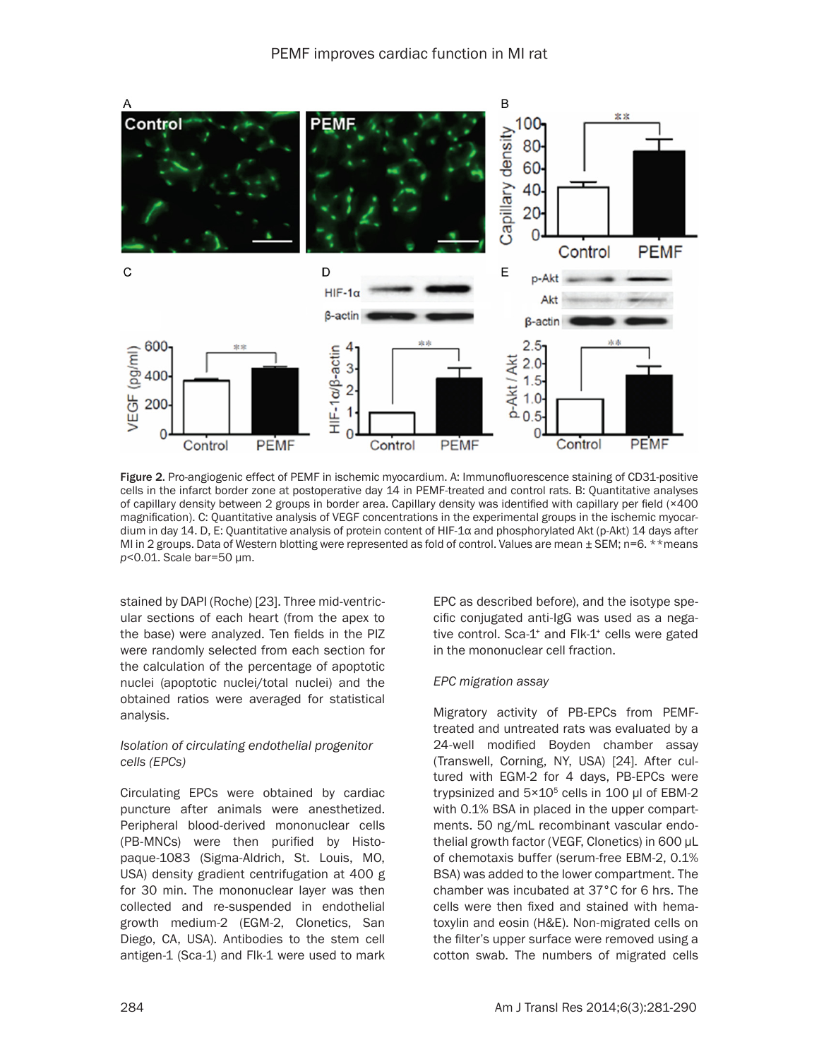Figure 2. Pro-angiogenic effect of PEMF in ischemic myocardium. A: Immunofluorescence staining of CD31-positive cells in the infarct border zone at postoperative day 14 in PEMF-treated and control rats. B: Quantitative analyses of capillary density between 2 groups in border area. Capillary density was identified with capillary per field (×400 magnification). C: Quantitative analysis of VEGF concentrations in the experimental groups in the ischemic myocardium in day 14. D, E: Quantitative analysis of protein content of HIF-1α and phosphorylated Akt (p-Akt) 14 days after MI in 2 groups. Data of Western blotting were represented as fold of control. Values are mean ± SEM; n=6. **means $p<0.01$. Scale bar=50 μm.

stained by DAPI (Roche) [23]. Three mid-ventricular sections of each heart (from the apex to the base) were analyzed. Ten fields in the PIZ were randomly selected from each section for the calculation of the percentage of apoptotic nuclei (apoptotic nuclei/total nuclei) and the obtained ratios were averaged for statistical analysis.

*Isolation of circulating endothelial progenitor cells (EPCs)*

Circulating EPCs were obtained by cardiac puncture after animals were anesthetized. Peripheral blood-derived mononuclear cells (PB-MNCs) were then purified by Histopaque-1083 (Sigma-Aldrich, St. Louis, MO, USA) density gradient centrifugation at 400 g for 30 min. The mononuclear layer was then collected and re-suspended in endothelial growth medium-2 (EGM-2, Clonetics, San Diego, CA, USA). Antibodies to the stem cell antigen-1 (Sca-1) and Flk-1 were used to mark EPC as described before), and the isotype specific conjugated anti-IgG was used as a negative control. Sca-1$^+$ and Flk-1$^+$ cells were gated in the mononuclear cell fraction.

*EPC migration assay*

Migratory activity of PB-EPCs from PEMF-treated and untreated rats was evaluated by a 24-well modified Boyden chamber assay (Transwell, Corning, NY, USA) [24]. After cultured with EGM-2 for 4 days, PB-EPCs were trypsinized and $5\times10^5$ cells in 100 μl of EBM-2 with 0.1% BSA in placed in the upper compartments. 50 ng/mL recombinant vascular endothelial growth factor (VEGF, Clonetics) in 600 μL of chemotaxis buffer (serum-free EBM-2, 0.1% BSA) was added to the lower compartment. The chamber was incubated at 37°C for 6 hrs. The cells were then fixed and stained with hematoxylin and eosin (H&E). Non-migrated cells on the filter's upper surface were removed using a cotton swab. The numbers of migrated cells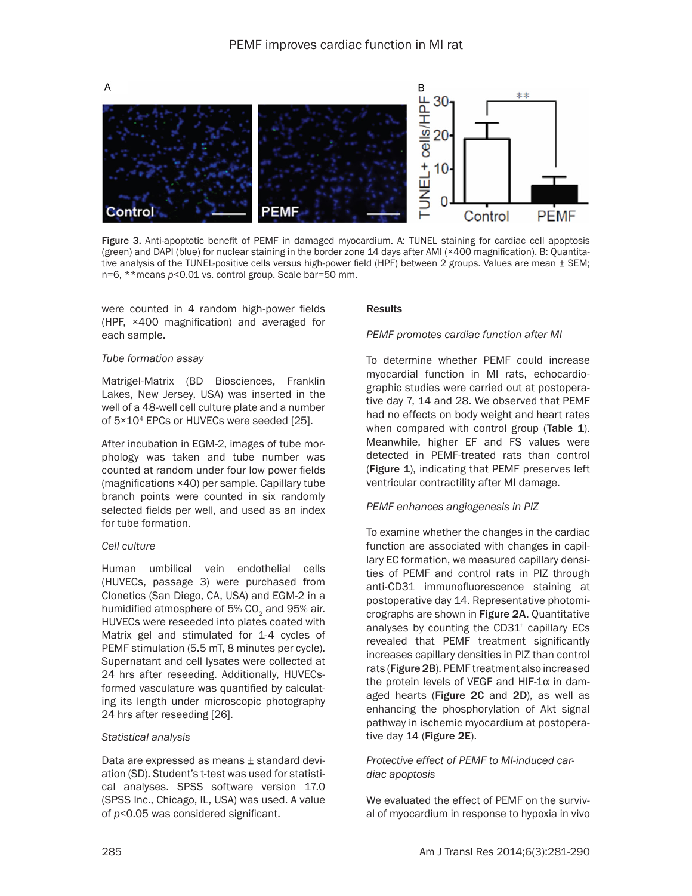Figure 3. Anti-apoptotic benefit of PEMF in damaged myocardium. A: TUNEL staining for cardiac cell apoptosis (green) and DAPI (blue) for nuclear staining in the border zone 14 days after AMI (×400 magnification). B: Quantitative analysis of the TUNEL-positive cells versus high-power field (HPF) between 2 groups. Values are mean ± SEM; n=6, **means $p<0.01$ vs. control group. Scale bar=50 mm.

were counted in 4 random high-power fields (HPF, ×400 magnification) and averaged for each sample.

*Tube formation assay*

Matrigel-Matrix (BD Biosciences, Franklin Lakes, New Jersey, USA) was inserted in the well of a 48-well cell culture plate and a number of $5\times10^4$ EPCs or HUVECs were seeded [25].

After incubation in EGM-2, images of tube morphology was taken and tube number was counted at random under four low power fields (magnifications ×40) per sample. Capillary tube branch points were counted in six randomly selected fields per well, and used as an index for tube formation.

*Cell culture*

Human umbilical vein endothelial cells (HUVECs, passage 3) were purchased from Clonetics (San Diego, CA, USA) and EGM-2 in a humidified atmosphere of 5% $CO_2$ and 95% air. HUVECs were reseeded into plates coated with Matrix gel and stimulated for 1-4 cycles of PEMF stimulation (5.5 mT, 8 minutes per cycle). Supernatant and cell lysates were collected at 24 hrs after reseeding. Additionally, HUVECs-formed vasculature was quantified by calculating its length under microscopic photography 24 hrs after reseeding [26].

*Statistical analysis*

Data are expressed as means ± standard deviation (SD). Student's t-test was used for statistical analyses. SPSS software version 17.0 (SPSS Inc., Chicago, IL, USA) was used. A value of $p<0.05$ was considered significant.

## Results

*PEMF promotes cardiac function after MI*

To determine whether PEMF could increase myocardial function in MI rats, echocardiographic studies were carried out at postoperative day 7, 14 and 28. We observed that PEMF had no effects on body weight and heart rates when compared with control group (**Table 1**). Meanwhile, higher EF and FS values were detected in PEMF-treated rats than control (**Figure 1**), indicating that PEMF preserves left ventricular contractility after MI damage.

*PEMF enhances angiogenesis in PIZ*

To examine whether the changes in the cardiac function are associated with changes in capillary EC formation, we measured capillary densities of PEMF and control rats in PIZ through anti-CD31 immunofluorescence staining at postoperative day 14. Representative photomicrographs are shown in **Figure 2A**. Quantitative analyses by counting the $CD31^+$ capillary ECs revealed that PEMF treatment significantly increases capillary densities in PIZ than control rats (**Figure 2B**). PEMF treatment also increased the protein levels of VEGF and HIF-1α in damaged hearts (**Figure 2C** and **2D**), as well as enhancing the phosphorylation of Akt signal pathway in ischemic myocardium at postoperative day 14 (**Figure 2E**).

*Protective effect of PEMF to MI-induced cardiac apoptosis*

We evaluated the effect of PEMF on the survival of myocardium in response to hypoxia in vivo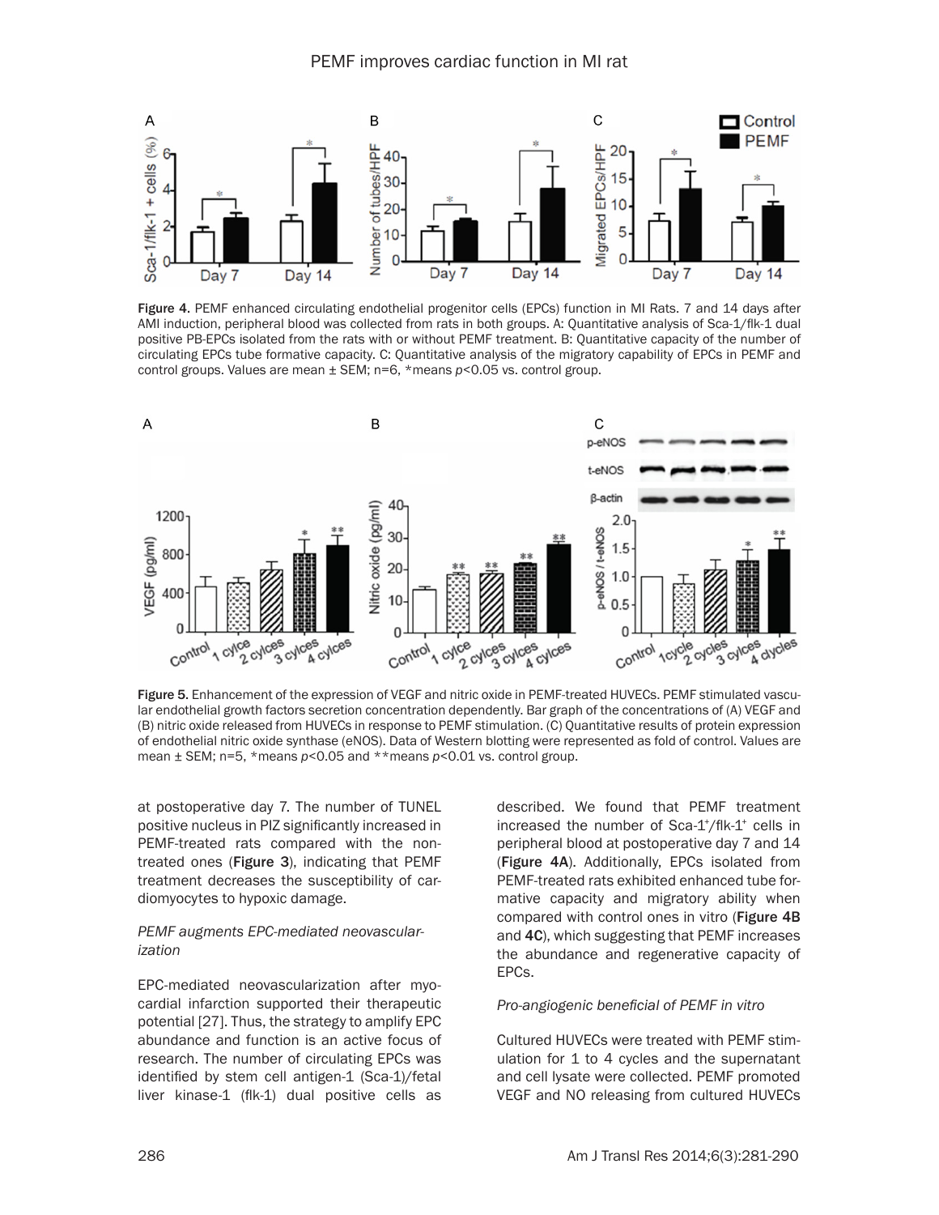Figure 4. PEMF enhanced circulating endothelial progenitor cells (EPCs) function in MI Rats. 7 and 14 days after AMI induction, peripheral blood was collected from rats in both groups. A: Quantitative analysis of Sca-1/flk-1 dual positive PB-EPCs isolated from the rats with or without PEMF treatment. B: Quantitative capacity of the number of circulating EPCs tube formative capacity. C: Quantitative analysis of the migratory capability of EPCs in PEMF and control groups. Values are mean ± SEM; n=6, *means $p<0.05$ vs. control group.

Figure 5. Enhancement of the expression of VEGF and nitric oxide in PEMF-treated HUVECs. PEMF stimulated vascular endothelial growth factors secretion concentration dependently. Bar graph of the concentrations of (A) VEGF and (B) nitric oxide released from HUVECs in response to PEMF stimulation. (C) Quantitative results of protein expression of endothelial nitric oxide synthase (eNOS). Data of Western blotting were represented as fold of control. Values are mean ± SEM; n=5, *means $p<0.05$ and **means $p<0.01$ vs. control group.

at postoperative day 7. The number of TUNEL positive nucleus in PIZ significantly increased in PEMF-treated rats compared with the non-treated ones (**Figure 3**), indicating that PEMF treatment decreases the susceptibility of cardiomyocytes to hypoxic damage.

*PEMF augments EPC-mediated neovascularization*

EPC-mediated neovascularization after myocardial infarction supported their therapeutic potential [27]. Thus, the strategy to amplify EPC abundance and function is an active focus of research. The number of circulating EPCs was identified by stem cell antigen-1 (Sca-1)/fetal liver kinase-1 (flk-1) dual positive cells as described. We found that PEMF treatment increased the number of Sca-$1^+$/flk-$1^+$ cells in peripheral blood at postoperative day 7 and 14 (**Figure 4A**). Additionally, EPCs isolated from PEMF-treated rats exhibited enhanced tube formative capacity and migratory ability when compared with control ones in vitro (**Figure 4B** and **4C**), which suggesting that PEMF increases the abundance and regenerative capacity of EPCs.

*Pro-angiogenic beneficial of PEMF in vitro*

Cultured HUVECs were treated with PEMF stimulation for 1 to 4 cycles and the supernatant and cell lysate were collected. PEMF promoted VEGF and NO releasing from cultured HUVECs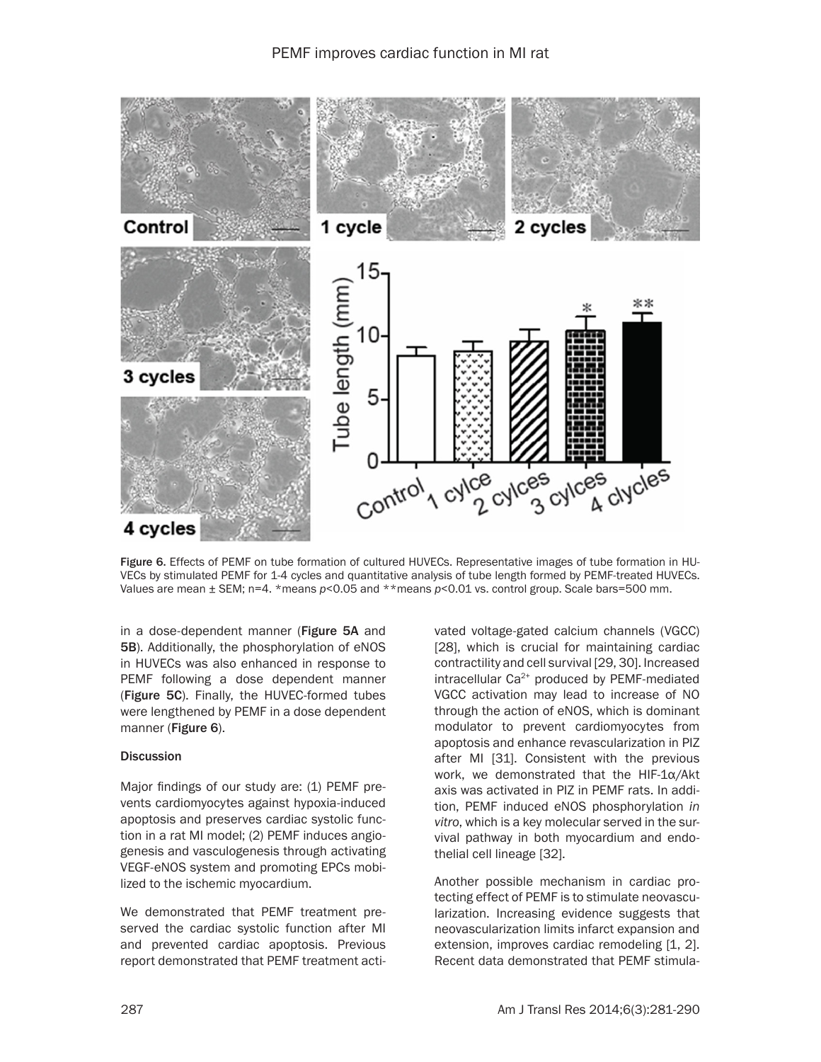Figure 6. Effects of PEMF on tube formation of cultured HUVECs. Representative images of tube formation in HUVECs by stimulated PEMF for 1-4 cycles and quantitative analysis of tube length formed by PEMF-treated HUVECs. Values are mean ± SEM; n=4. *means $p<0.05$ and **means $p<0.01$ vs. control group. Scale bars=500 mm.

in a dose-dependent manner (**Figure 5A** and **5B**). Additionally, the phosphorylation of eNOS in HUVECs was also enhanced in response to PEMF following a dose dependent manner (**Figure 5C**). Finally, the HUVEC-formed tubes were lengthened by PEMF in a dose dependent manner (**Figure 6**).

## Discussion

Major findings of our study are: (1) PEMF prevents cardiomyocytes against hypoxia-induced apoptosis and preserves cardiac systolic function in a rat MI model; (2) PEMF induces angiogenesis and vasculogenesis through activating VEGF-eNOS system and promoting EPCs mobilized to the ischemic myocardium.

We demonstrated that PEMF treatment preserved the cardiac systolic function after MI and prevented cardiac apoptosis. Previous report demonstrated that PEMF treatment activated voltage-gated calcium channels (VGCC) [28], which is crucial for maintaining cardiac contractility and cell survival [29, 30]. Increased intracellular $Ca^{2+}$ produced by PEMF-mediated VGCC activation may lead to increase of NO through the action of eNOS, which is dominant modulator to prevent cardiomyocytes from apoptosis and enhance revascularization in PIZ after MI [31]. Consistent with the previous work, we demonstrated that the HIF-1α/Akt axis was activated in PIZ in PEMF rats. In addition, PEMF induced eNOS phosphorylation *in vitro*, which is a key molecular served in the survival pathway in both myocardium and endothelial cell lineage [32].

Another possible mechanism in cardiac protecting effect of PEMF is to stimulate neovascularization. Increasing evidence suggests that neovascularization limits infarct expansion and extension, improves cardiac remodeling [1, 2]. Recent data demonstrated that PEMF stimula-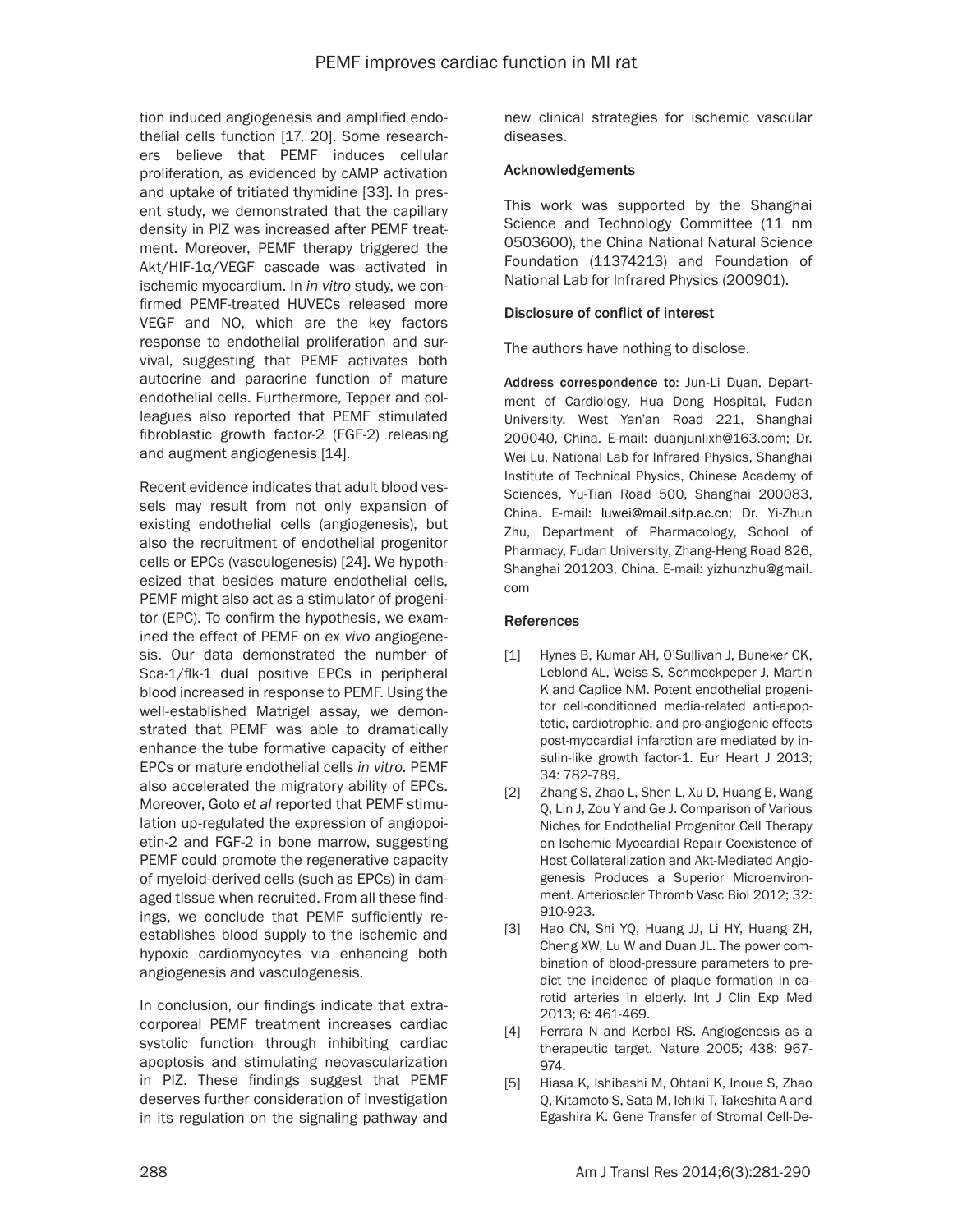tion induced angiogenesis and amplified endothelial cells function [17, 20]. Some researchers believe that PEMF induces cellular proliferation, as evidenced by cAMP activation and uptake of tritiated thymidine [33]. In present study, we demonstrated that the capillary density in PIZ was increased after PEMF treatment. Moreover, PEMF therapy triggered the Akt/HIF-1α/VEGF cascade was activated in ischemic myocardium. In *in vitro* study, we confirmed PEMF-treated HUVECs released more VEGF and NO, which are the key factors response to endothelial proliferation and survival, suggesting that PEMF activates both autocrine and paracrine function of mature endothelial cells. Furthermore, Tepper and colleagues also reported that PEMF stimulated fibroblastic growth factor-2 (FGF-2) releasing and augment angiogenesis [14].

Recent evidence indicates that adult blood vessels may result from not only expansion of existing endothelial cells (angiogenesis), but also the recruitment of endothelial progenitor cells or EPCs (vasculogenesis) [24]. We hypothesized that besides mature endothelial cells, PEMF might also act as a stimulator of progenitor (EPC). To confirm the hypothesis, we examined the effect of PEMF on *ex vivo* angiogenesis. Our data demonstrated the number of Sca-1/flk-1 dual positive EPCs in peripheral blood increased in response to PEMF. Using the well-established Matrigel assay, we demonstrated that PEMF was able to dramatically enhance the tube formative capacity of either EPCs or mature endothelial cells *in vitro*. PEMF also accelerated the migratory ability of EPCs. Moreover, Goto *et al* reported that PEMF stimulation up-regulated the expression of angiopoietin-2 and FGF-2 in bone marrow, suggesting PEMF could promote the regenerative capacity of myeloid-derived cells (such as EPCs) in damaged tissue when recruited. From all these findings, we conclude that PEMF sufficiently re-establishes blood supply to the ischemic and hypoxic cardiomyocytes via enhancing both angiogenesis and vasculogenesis.

In conclusion, our findings indicate that extracorporeal PEMF treatment increases cardiac systolic function through inhibiting cardiac apoptosis and stimulating neovascularization in PIZ. These findings suggest that PEMF deserves further consideration of investigation in its regulation on the signaling pathway and new clinical strategies for ischemic vascular diseases.

### Acknowledgements

This work was supported by the Shanghai Science and Technology Committee (11 nm 0503600), the China National Natural Science Foundation (11374213) and Foundation of National Lab for Infrared Physics (200901).

### Disclosure of conflict of interest

The authors have nothing to disclose.

**Address correspondence to:** Jun-Li Duan, Department of Cardiology, Hua Dong Hospital, Fudan University, West Yan'an Road 221, Shanghai 200040, China. E-mail: duanjunlixh@163.com; Dr. Wei Lu, National Lab for Infrared Physics, Shanghai Institute of Technical Physics, Chinese Academy of Sciences, Yu-Tian Road 500, Shanghai 200083, China. E-mail: luwei@mail.sitp.ac.cn; Dr. Yi-Zhun Zhu, Department of Pharmacology, School of Pharmacy, Fudan University, Zhang-Heng Road 826, Shanghai 201203, China. E-mail: yizhunzhu@gmail.com

### References

[1] Hynes B, Kumar AH, O'Sullivan J, Buneker CK, Leblond AL, Weiss S, Schmeckpeper J, Martin K and Caplice NM. Potent endothelial progenitor cell-conditioned media-related anti-apoptotic, cardiotrophic, and pro-angiogenic effects post-myocardial infarction are mediated by insulin-like growth factor-1. Eur Heart J 2013; 34: 782-789.

[2] Zhang S, Zhao L, Shen L, Xu D, Huang B, Wang Q, Lin J, Zou Y and Ge J. Comparison of Various Niches for Endothelial Progenitor Cell Therapy on Ischemic Myocardial Repair Coexistence of Host Collateralization and Akt-Mediated Angiogenesis Produces a Superior Microenvironment. Arterioscler Thromb Vasc Biol 2012; 32: 910-923.

[3] Hao CN, Shi YQ, Huang JJ, Li HY, Huang ZH, Cheng XW, Lu W and Duan JL. The power combination of blood-pressure parameters to predict the incidence of plaque formation in carotid arteries in elderly. Int J Clin Exp Med 2013; 6: 461-469.

[4] Ferrara N and Kerbel RS. Angiogenesis as a therapeutic target. Nature 2005; 438: 967-974.

[5] Hiasa K, Ishibashi M, Ohtani K, Inoue S, Zhao Q, Kitamoto S, Sata M, Ichiki T, Takeshita A and Egashira K. Gene Transfer of Stromal Cell-De-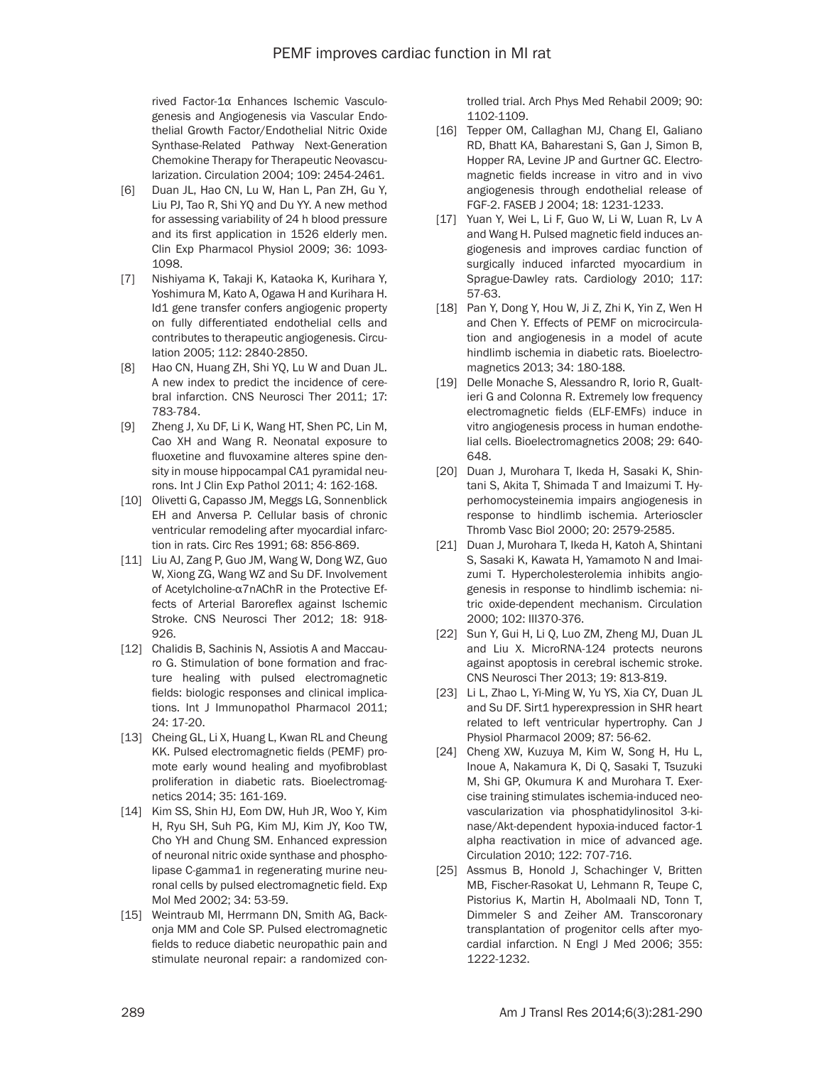rived Factor-1α Enhances Ischemic Vasculogenesis and Angiogenesis via Vascular Endothelial Growth Factor/Endothelial Nitric Oxide Synthase-Related Pathway Next-Generation Chemokine Therapy for Therapeutic Neovascularization. Circulation 2004; 109: 2454-2461.

[6] Duan JL, Hao CN, Lu W, Han L, Pan ZH, Gu Y, Liu PJ, Tao R, Shi YQ and Du YY. A new method for assessing variability of 24 h blood pressure and its first application in 1526 elderly men. Clin Exp Pharmacol Physiol 2009; 36: 1093-1098.

[7] Nishiyama K, Takaji K, Kataoka K, Kurihara Y, Yoshimura M, Kato A, Ogawa H and Kurihara H. Id1 gene transfer confers angiogenic property on fully differentiated endothelial cells and contributes to therapeutic angiogenesis. Circulation 2005; 112: 2840-2850.

[8] Hao CN, Huang ZH, Shi YQ, Lu W and Duan JL. A new index to predict the incidence of cerebral infarction. CNS Neurosci Ther 2011; 17: 783-784.

[9] Zheng J, Xu DF, Li K, Wang HT, Shen PC, Lin M, Cao XH and Wang R. Neonatal exposure to fluoxetine and fluvoxamine alteres spine density in mouse hippocampal CA1 pyramidal neurons. Int J Clin Exp Pathol 2011; 4: 162-168.

[10] Olivetti G, Capasso JM, Meggs LG, Sonnenblick EH and Anversa P. Cellular basis of chronic ventricular remodeling after myocardial infarction in rats. Circ Res 1991; 68: 856-869.

[11] Liu AJ, Zang P, Guo JM, Wang W, Dong WZ, Guo W, Xiong ZG, Wang WZ and Su DF. Involvement of Acetylcholine-α7nAChR in the Protective Effects of Arterial Baroreflex against Ischemic Stroke. CNS Neurosci Ther 2012; 18: 918-926.

[12] Chalidis B, Sachinis N, Assiotis A and Maccauro G. Stimulation of bone formation and fracture healing with pulsed electromagnetic fields: biologic responses and clinical implications. Int J Immunopathol Pharmacol 2011; 24: 17-20.

[13] Cheing GL, Li X, Huang L, Kwan RL and Cheung KK. Pulsed electromagnetic fields (PEMF) promote early wound healing and myofibroblast proliferation in diabetic rats. Bioelectromagnetics 2014; 35: 161-169.

[14] Kim SS, Shin HJ, Eom DW, Huh JR, Woo Y, Kim H, Ryu SH, Suh PG, Kim MJ, Kim JY, Koo TW, Cho YH and Chung SM. Enhanced expression of neuronal nitric oxide synthase and phospholipase C-gamma1 in regenerating murine neuronal cells by pulsed electromagnetic field. Exp Mol Med 2002; 34: 53-59.

[15] Weintraub MI, Herrmann DN, Smith AG, Backonja MM and Cole SP. Pulsed electromagnetic fields to reduce diabetic neuropathic pain and stimulate neuronal repair: a randomized controlled trial. Arch Phys Med Rehabil 2009; 90: 1102-1109.

[16] Tepper OM, Callaghan MJ, Chang EI, Galiano RD, Bhatt KA, Baharestani S, Gan J, Simon B, Hopper RA, Levine JP and Gurtner GC. Electromagnetic fields increase in vitro and in vivo angiogenesis through endothelial release of FGF-2. FASEB J 2004; 18: 1231-1233.

[17] Yuan Y, Wei L, Li F, Guo W, Li W, Luan R, Lv A and Wang H. Pulsed magnetic field induces angiogenesis and improves cardiac function of surgically induced infarcted myocardium in Sprague-Dawley rats. Cardiology 2010; 117: 57-63.

[18] Pan Y, Dong Y, Hou W, Ji Z, Zhi K, Yin Z, Wen H and Chen Y. Effects of PEMF on microcirculation and angiogenesis in a model of acute hindlimb ischemia in diabetic rats. Bioelectromagnetics 2013; 34: 180-188.

[19] Delle Monache S, Alessandro R, Iorio R, Gualtieri G and Colonna R. Extremely low frequency electromagnetic fields (ELF-EMFs) induce in vitro angiogenesis process in human endothelial cells. Bioelectromagnetics 2008; 29: 640-648.

[20] Duan J, Murohara T, Ikeda H, Sasaki K, Shintani S, Akita T, Shimada T and Imaizumi T. Hyperhomocysteinemia impairs angiogenesis in response to hindlimb ischemia. Arterioscler Thromb Vasc Biol 2000; 20: 2579-2585.

[21] Duan J, Murohara T, Ikeda H, Katoh A, Shintani S, Sasaki K, Kawata H, Yamamoto N and Imaizumi T. Hypercholesterolemia inhibits angiogenesis in response to hindlimb ischemia: nitric oxide-dependent mechanism. Circulation 2000; 102: III370-376.

[22] Sun Y, Gui H, Li Q, Luo ZM, Zheng MJ, Duan JL and Liu X. MicroRNA-124 protects neurons against apoptosis in cerebral ischemic stroke. CNS Neurosci Ther 2013; 19: 813-819.

[23] Li L, Zhao L, Yi-Ming W, Yu YS, Xia CY, Duan JL and Su DF. Sirt1 hyperexpression in SHR heart related to left ventricular hypertrophy. Can J Physiol Pharmacol 2009; 87: 56-62.

[24] Cheng XW, Kuzuya M, Kim W, Song H, Hu L, Inoue A, Nakamura K, Di Q, Sasaki T, Tsuzuki M, Shi GP, Okumura K and Murohara T. Exercise training stimulates ischemia-induced neovascularization via phosphatidylinositol 3-kinase/Akt-dependent hypoxia-induced factor-1 alpha reactivation in mice of advanced age. Circulation 2010; 122: 707-716.

[25] Assmus B, Honold J, Schachinger V, Britten MB, Fischer-Rasokat U, Lehmann R, Teupe C, Pistorius K, Martin H, Abolmaali ND, Tonn T, Dimmeler S and Zeiher AM. Transcoronary transplantation of progenitor cells after myocardial infarction. N Engl J Med 2006; 355: 1222-1232.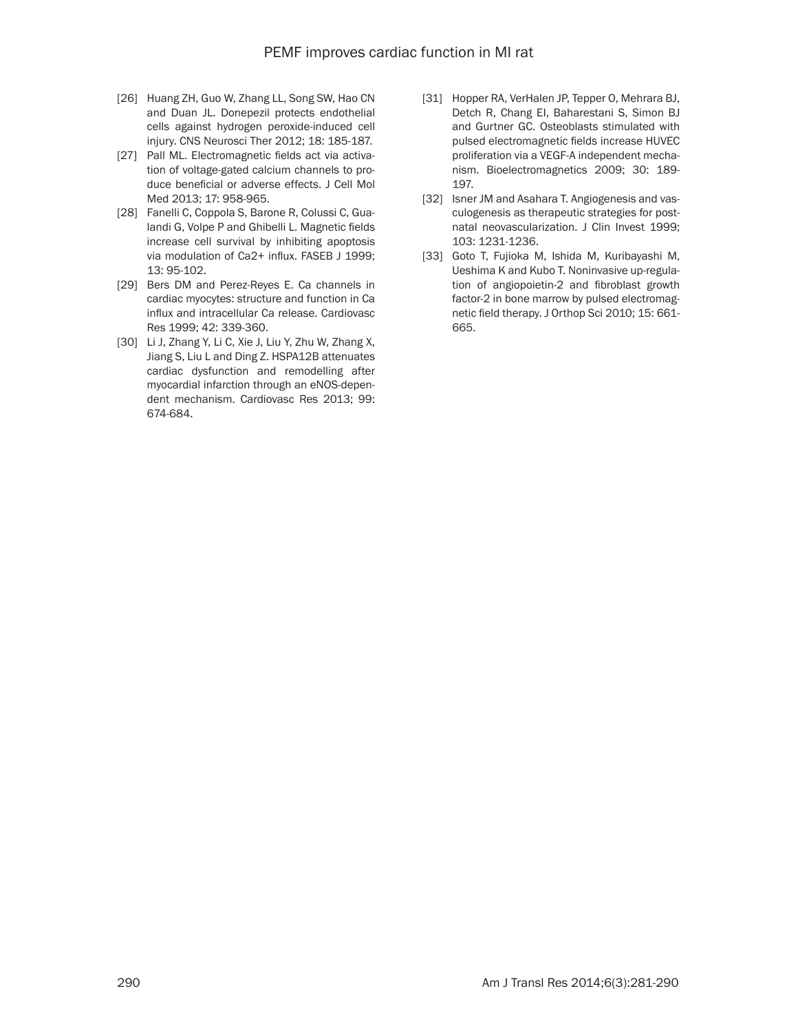[26] Huang ZH, Guo W, Zhang LL, Song SW, Hao CN and Duan JL. Donepezil protects endothelial cells against hydrogen peroxide-induced cell injury. CNS Neurosci Ther 2012; 18: 185-187.

[27] Pall ML. Electromagnetic fields act via activation of voltage-gated calcium channels to produce beneficial or adverse effects. J Cell Mol Med 2013; 17: 958-965.

[28] Fanelli C, Coppola S, Barone R, Colussi C, Gualandi G, Volpe P and Ghibelli L. Magnetic fields increase cell survival by inhibiting apoptosis via modulation of Ca2+ influx. FASEB J 1999; 13: 95-102.

[29] Bers DM and Perez-Reyes E. Ca channels in cardiac myocytes: structure and function in Ca influx and intracellular Ca release. Cardiovasc Res 1999; 42: 339-360.

[30] Li J, Zhang Y, Li C, Xie J, Liu Y, Zhu W, Zhang X, Jiang S, Liu L and Ding Z. HSPA12B attenuates cardiac dysfunction and remodelling after myocardial infarction through an eNOS-dependent mechanism. Cardiovasc Res 2013; 99: 674-684.

[31] Hopper RA, VerHalen JP, Tepper O, Mehrara BJ, Detch R, Chang EI, Baharestani S, Simon BJ and Gurtner GC. Osteoblasts stimulated with pulsed electromagnetic fields increase HUVEC proliferation via a VEGF-A independent mechanism. Bioelectromagnetics 2009; 30: 189-197.

[32] Isner JM and Asahara T. Angiogenesis and vasculogenesis as therapeutic strategies for postnatal neovascularization. J Clin Invest 1999; 103: 1231-1236.

[33] Goto T, Fujioka M, Ishida M, Kuribayashi M, Ueshima K and Kubo T. Noninvasive up-regulation of angiopoietin-2 and fibroblast growth factor-2 in bone marrow by pulsed electromagnetic field therapy. J Orthop Sci 2010; 15: 661-665.